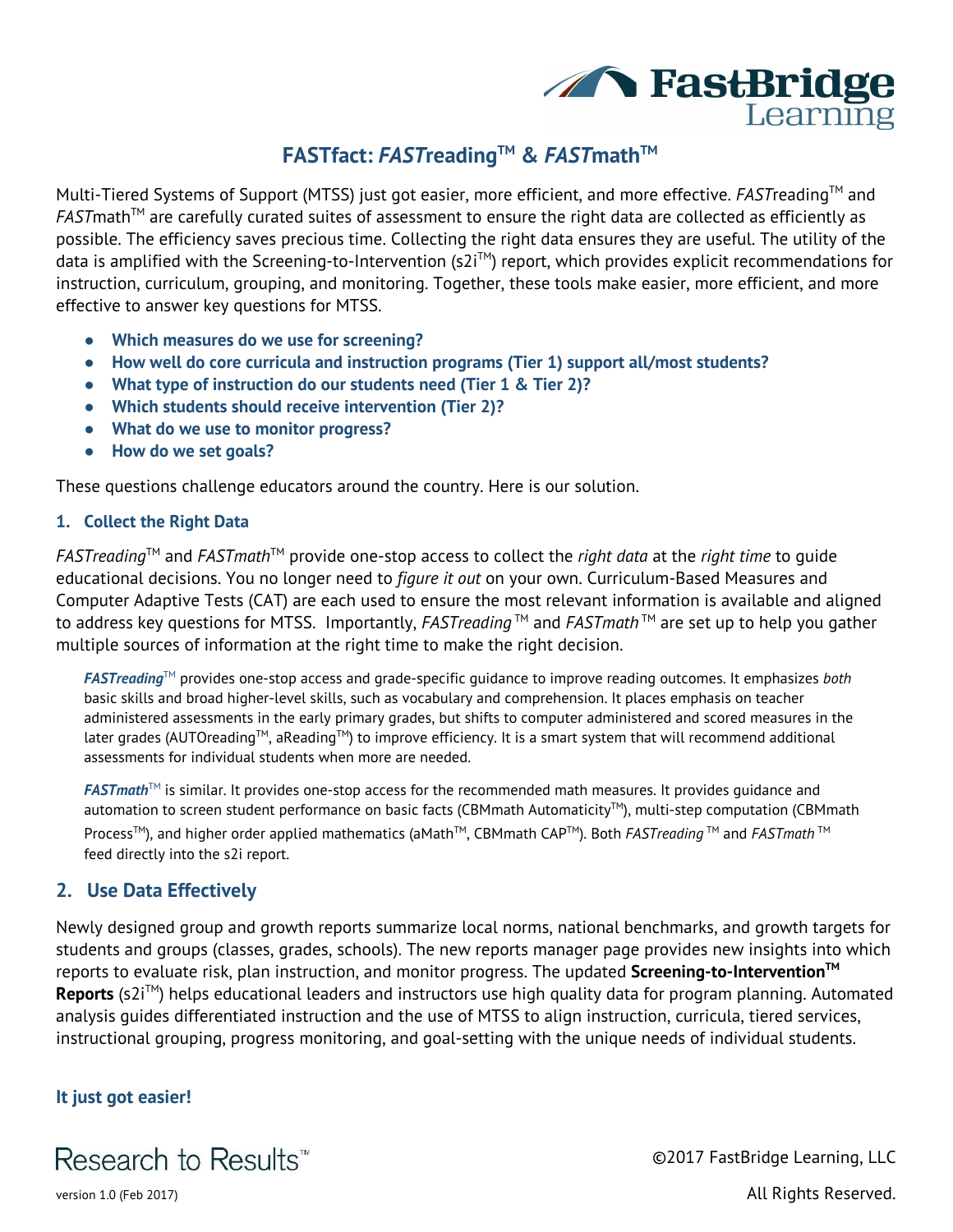# FASTfact: *FAST*reading™ & *FAST*math™

Multi-Tiered Systems of Support (MTSS) just got easier, more efficient, and more effective. *FAST*reading™ and *FAST*math™ are carefully curated suites of assessment to ensure the right data are collected as efficiently as possible. The efficiency saves precious time. Collecting the right data ensures they are useful. The utility of the data is amplified with the Screening-to-Intervention (s2i™) report, which provides explicit recommendations for instruction, curriculum, grouping, and monitoring. Together, these tools make easier, more efficient, and more effective to answer key questions for MTSS.

- **Which measures do we use for screening?**
- **How well do core curricula and instruction programs (Tier 1) support all/most students?**
- **What type of instruction do our students need (Tier 1 & Tier 2)?**
- **Which students should receive intervention (Tier 2)?**
- **What do we use to monitor progress?**
- **How do we set goals?**

These questions challenge educators around the country. Here is our solution.

## 1. Collect the Right Data

*FASTreading*™ and *FASTmath*™ provide one-stop access to collect the *right data* at the *right time* to guide educational decisions. You no longer need to *figure it out* on your own. Curriculum-Based Measures and Computer Adaptive Tests (CAT) are each used to ensure the most relevant information is available and aligned to address key questions for MTSS. Importantly, *FASTreading*™ and *FASTmath*™ are set up to help you gather multiple sources of information at the right time to make the right decision.

***FASTreading***™ provides one-stop access and grade-specific guidance to improve reading outcomes. It emphasizes *both* basic skills and broad higher-level skills, such as vocabulary and comprehension. It places emphasis on teacher administered assessments in the early primary grades, but shifts to computer administered and scored measures in the later grades (AUTOreading™, aReading™) to improve efficiency. It is a smart system that will recommend additional assessments for individual students when more are needed.

***FASTmath***™ is similar. It provides one-stop access for the recommended math measures. It provides guidance and automation to screen student performance on basic facts (CBMmath Automaticity™), multi-step computation (CBMmath Process™), and higher order applied mathematics (aMath™, CBMmath CAP™). Both *FASTreading*™ and *FASTmath*™ feed directly into the s2i report.

## 2. Use Data Effectively

Newly designed group and growth reports summarize local norms, national benchmarks, and growth targets for students and groups (classes, grades, schools). The new reports manager page provides new insights into which reports to evaluate risk, plan instruction, and monitor progress. The updated **Screening-to-Intervention™ Reports** (s2i™) helps educational leaders and instructors use high quality data for program planning. Automated analysis guides differentiated instruction and the use of MTSS to align instruction, curricula, tiered services, instructional grouping, progress monitoring, and goal-setting with the unique needs of individual students.

**It just got easier!**

Research to Results™

©2017 FastBridge Learning, LLC

version 1.0 (Feb 2017)

All Rights Reserved.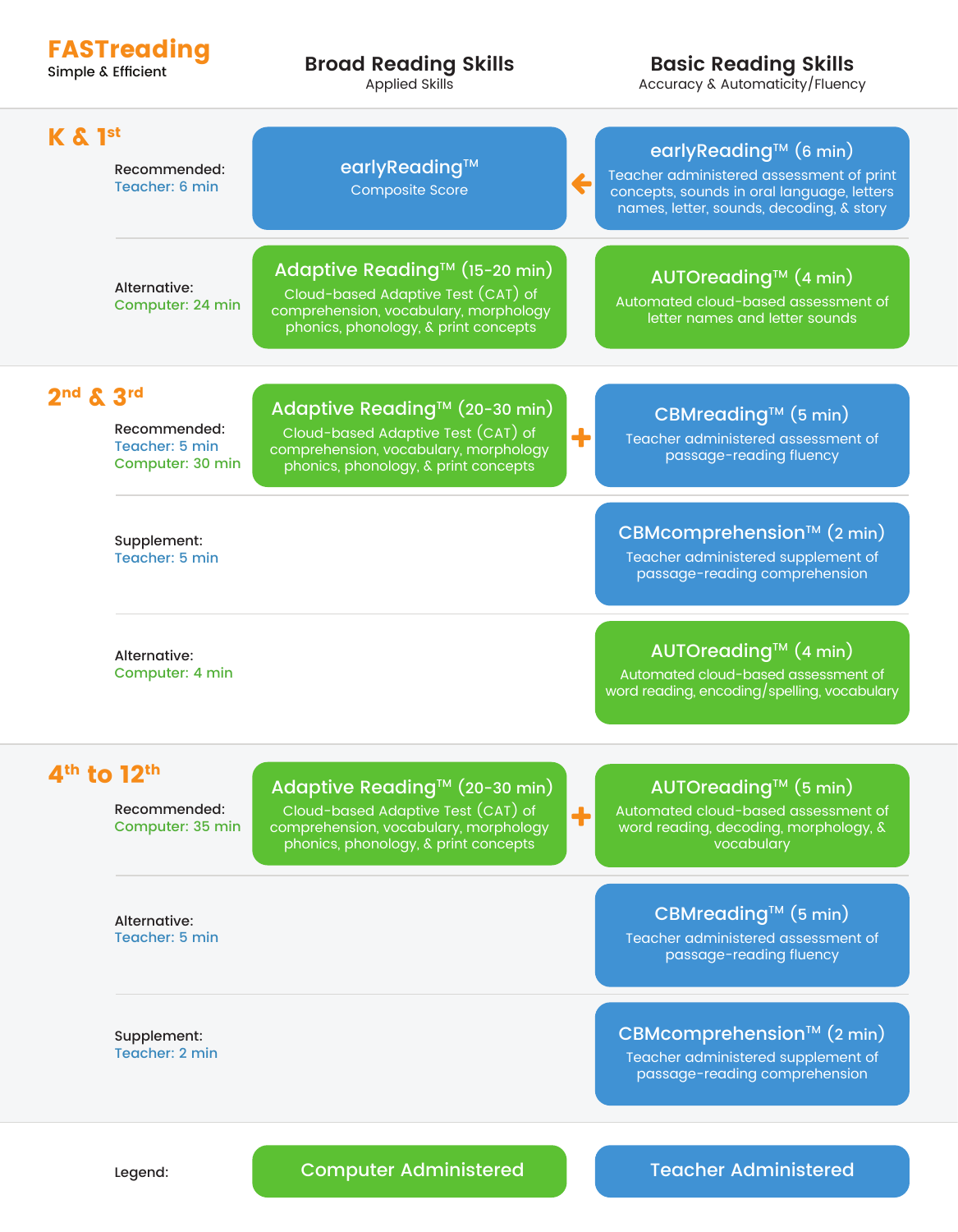# FASTreading

Simple & Efficient

| | | Broad Reading Skills<br>Applied Skills | | Basic Reading Skills<br>Accuracy & Automaticity/Fluency |
|---|---|---|---|---|
| **K & 1st** | Recommended:<br>Teacher: 6 min | **earlyReading™**<br>Composite Score | ← | **earlyReading™ (6 min)**<br>Teacher administered assessment of print concepts, sounds in oral language, letters names, letter, sounds, decoding, & story |
| | Alternative:<br>Computer: 24 min | **Adaptive Reading™ (15-20 min)**<br>Cloud-based Adaptive Test (CAT) of comprehension, vocabulary, morphology phonics, phonology, & print concepts | | **AUTOreading™ (4 min)**<br>Automated cloud-based assessment of letter names and letter sounds |
| **2nd & 3rd** | Recommended:<br>Teacher: 5 min<br>Computer: 30 min | **Adaptive Reading™ (20-30 min)**<br>Cloud-based Adaptive Test (CAT) of comprehension, vocabulary, morphology phonics, phonology, & print concepts | + | **CBMreading™ (5 min)**<br>Teacher administered assessment of passage-reading fluency |
| | Supplement:<br>Teacher: 5 min | | | **CBMcomprehension™ (2 min)**<br>Teacher administered supplement of passage-reading comprehension |
| | Alternative:<br>Computer: 4 min | | | **AUTOreading™ (4 min)**<br>Automated cloud-based assessment of word reading, encoding/spelling, vocabulary |
| **4th to 12th** | Recommended:<br>Computer: 35 min | **Adaptive Reading™ (20-30 min)**<br>Cloud-based Adaptive Test (CAT) of comprehension, vocabulary, morphology phonics, phonology, & print concepts | + | **AUTOreading™ (5 min)**<br>Automated cloud-based assessment of word reading, decoding, morphology, & vocabulary |
| | Alternative:<br>Teacher: 5 min | | | **CBMreading™ (5 min)**<br>Teacher administered assessment of passage-reading fluency |
| | Supplement:<br>Teacher: 2 min | | | **CBMcomprehension™ (2 min)**<br>Teacher administered supplement of passage-reading comprehension |

Legend: Computer Administered | Teacher Administered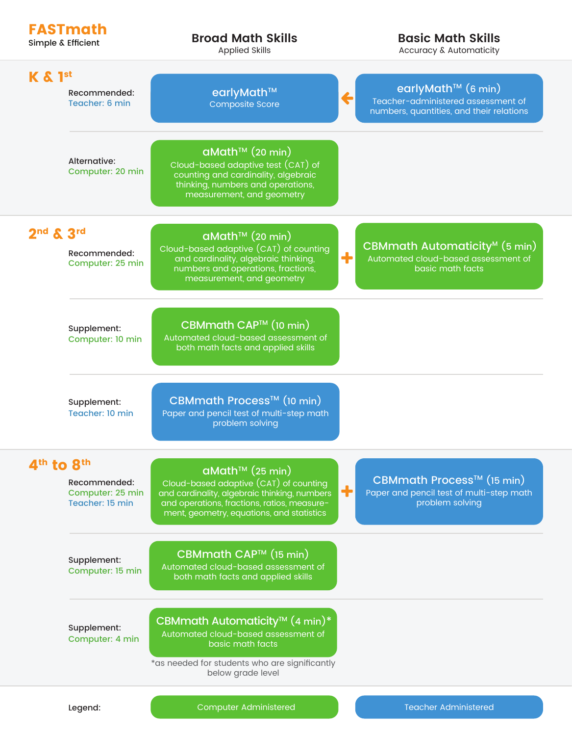# FASTmath

Simple & Efficient

| | Broad Math Skills<br>Applied Skills | | Basic Math Skills<br>Accuracy & Automaticity |
|---|---|---|---|
| **K & 1st** | | | |
| Recommended:<br>Teacher: 6 min | **earlyMath™**<br>Composite Score | ← | **earlyMath™ (6 min)**<br>Teacher-administered assessment of numbers, quantities, and their relations |
| Alternative:<br>Computer: 20 min | **aMath™ (20 min)**<br>Cloud-based adaptive test (CAT) of counting and cardinality, algebraic thinking, numbers and operations, measurement, and geometry | | |
| **2nd & 3rd** | | | |
| Recommended:<br>Computer: 25 min | **aMath™ (20 min)**<br>Cloud-based adaptive (CAT) of counting and cardinality, algebraic thinking, numbers and operations, fractions, measurement, and geometry | + | **CBMmath Automaticity™ (5 min)**<br>Automated cloud-based assessment of basic math facts |
| Supplement:<br>Computer: 10 min | **CBMmath CAP™ (10 min)**<br>Automated cloud-based assessment of both math facts and applied skills | | |
| Supplement:<br>Teacher: 10 min | **CBMmath Process™ (10 min)**<br>Paper and pencil test of multi-step math problem solving | | |
| **4th to 8th** | | | |
| Recommended:<br>Computer: 25 min<br>Teacher: 15 min | **aMath™ (25 min)**<br>Cloud-based adaptive (CAT) of counting and cardinality, algebraic thinking, numbers and operations, fractions, ratios, measurement, geometry, equations, and statistics | + | **CBMmath Process™ (15 min)**<br>Paper and pencil test of multi-step math problem solving |
| Supplement:<br>Computer: 15 min | **CBMmath CAP™ (15 min)**<br>Automated cloud-based assessment of both math facts and applied skills | | |
| Supplement:<br>Computer: 4 min | **CBMmath Automaticity™ (4 min)***<br>Automated cloud-based assessment of basic math facts<br>*as needed for students who are significantly below grade level | | |

Legend: Computer Administered | Teacher Administered